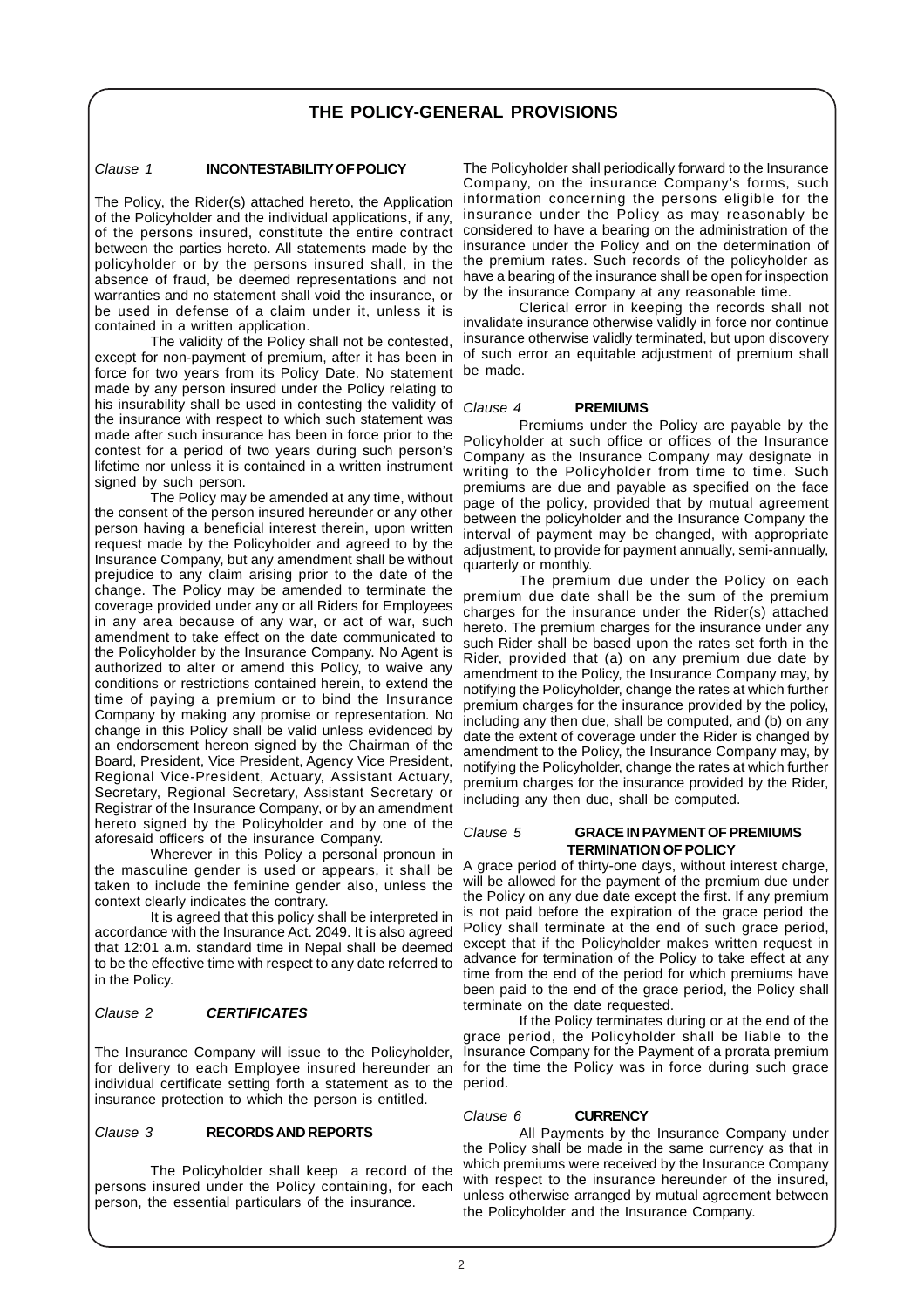# THE POLICY-GENERAL PROVISIONS

*Clause 1* **INCONTESTABILITY OF POLICY**

The Policy, the Rider(s) attached hereto, the Application of the Policyholder and the individual applications, if any, of the persons insured, constitute the entire contract between the parties hereto. All statements made by the policyholder or by the persons insured shall, in the absence of fraud, be deemed representations and not warranties and no statement shall void the insurance, or be used in defense of a claim under it, unless it is contained in a written application.

The validity of the Policy shall not be contested, except for non-payment of premium, after it has been in force for two years from its Policy Date. No statement made by any person insured under the Policy relating to his insurability shall be used in contesting the validity of the insurance with respect to which such statement was made after such insurance has been in force prior to the contest for a period of two years during such person's lifetime nor unless it is contained in a written instrument signed by such person.

The Policy may be amended at any time, without the consent of the person insured hereunder or any other person having a beneficial interest therein, upon written request made by the Policyholder and agreed to by the Insurance Company, but any amendment shall be without prejudice to any claim arising prior to the date of the change. The Policy may be amended to terminate the coverage provided under any or all Riders for Employees in any area because of any war, or act of war, such amendment to take effect on the date communicated to the Policyholder by the Insurance Company. No Agent is authorized to alter or amend this Policy, to waive any conditions or restrictions contained herein, to extend the time of paying a premium or to bind the Insurance Company by making any promise or representation. No change in this Policy shall be valid unless evidenced by an endorsement hereon signed by the Chairman of the Board, President, Vice President, Agency Vice President, Regional Vice-President, Actuary, Assistant Actuary, Secretary, Regional Secretary, Assistant Secretary or Registrar of the Insurance Company, or by an amendment hereto signed by the Policyholder and by one of the aforesaid officers of the insurance Company.

Wherever in this Policy a personal pronoun in the masculine gender is used or appears, it shall be taken to include the feminine gender also, unless the context clearly indicates the contrary.

It is agreed that this policy shall be interpreted in accordance with the Insurance Act. 2049. It is also agreed that 12:01 a.m. standard time in Nepal shall be deemed to be the effective time with respect to any date referred to in the Policy.

*Clause 2* ***CERTIFICATES***

The Insurance Company will issue to the Policyholder, for delivery to each Employee insured hereunder an individual certificate setting forth a statement as to the insurance protection to which the person is entitled.

*Clause 3* **RECORDS AND REPORTS**

The Policyholder shall keep a record of the persons insured under the Policy containing, for each person, the essential particulars of the insurance.

The Policyholder shall periodically forward to the Insurance Company, on the insurance Company's forms, such information concerning the persons eligible for the insurance under the Policy as may reasonably be considered to have a bearing on the administration of the insurance under the Policy and on the determination of the premium rates. Such records of the policyholder as have a bearing of the insurance shall be open for inspection by the insurance Company at any reasonable time.

Clerical error in keeping the records shall not invalidate insurance otherwise validly in force nor continue insurance otherwise validly terminated, but upon discovery of such error an equitable adjustment of premium shall be made.

*Clause 4* **PREMIUMS**

Premiums under the Policy are payable by the Policyholder at such office or offices of the Insurance Company as the Insurance Company may designate in writing to the Policyholder from time to time. Such premiums are due and payable as specified on the face page of the policy, provided that by mutual agreement between the policyholder and the Insurance Company the interval of payment may be changed, with appropriate adjustment, to provide for payment annually, semi-annually, quarterly or monthly.

The premium due under the Policy on each premium due date shall be the sum of the premium charges for the insurance under the Rider(s) attached hereto. The premium charges for the insurance under any such Rider shall be based upon the rates set forth in the Rider, provided that (a) on any premium due date by amendment to the Policy, the Insurance Company may, by notifying the Policyholder, change the rates at which further premium charges for the insurance provided by the policy, including any then due, shall be computed, and (b) on any date the extent of coverage under the Rider is changed by amendment to the Policy, the Insurance Company may, by notifying the Policyholder, change the rates at which further premium charges for the insurance provided by the Rider, including any then due, shall be computed.

*Clause 5* **GRACE IN PAYMENT OF PREMIUMS TERMINATION OF POLICY**

A grace period of thirty-one days, without interest charge, will be allowed for the payment of the premium due under the Policy on any due date except the first. If any premium is not paid before the expiration of the grace period the Policy shall terminate at the end of such grace period, except that if the Policyholder makes written request in advance for termination of the Policy to take effect at any time from the end of the period for which premiums have been paid to the end of the grace period, the Policy shall terminate on the date requested.

If the Policy terminates during or at the end of the grace period, the Policyholder shall be liable to the Insurance Company for the Payment of a prorata premium for the time the Policy was in force during such grace period.

*Clause 6* **CURRENCY**

All Payments by the Insurance Company under the Policy shall be made in the same currency as that in which premiums were received by the Insurance Company with respect to the insurance hereunder of the insured, unless otherwise arranged by mutual agreement between the Policyholder and the Insurance Company.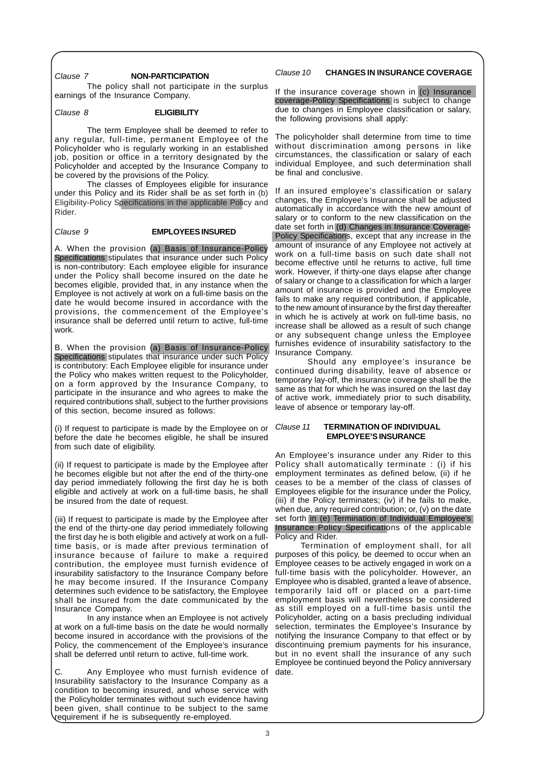*Clause 7* **NON-PARTICIPATION**

The policy shall not participate in the surplus earnings of the Insurance Company.

*Clause 8* **ELIGIBILITY**

The term Employee shall be deemed to refer to any regular, full-time, permanent Employee of the Policyholder who is regularly working in an established job, position or office in a territory designated by the Policyholder and accepted by the Insurance Company to be covered by the provisions of the Policy.

The classes of Employees eligible for insurance under this Policy and its Rider shall be as set forth in (b) Eligibility-Policy Specifications in the applicable Policy and Rider.

*Clause 9* **EMPLOYEES INSURED**

A. When the provision (a) Basis of Insurance-Policy Specifications stipulates that insurance under such Policy is non-contributory: Each employee eligible for insurance under the Policy shall become insured on the date he becomes eligible, provided that, in any instance when the Employee is not actively at work on a full-time basis on the date he would become insured in accordance with the provisions, the commencement of the Employee's insurance shall be deferred until return to active, full-time work.

B. When the provision (a) Basis of Insurance-Policy Specifications stipulates that insurance under such Policy is contributory: Each Employee eligible for insurance under the Policy who makes written request to the Policyholder, on a form approved by the Insurance Company, to participate in the insurance and who agrees to make the required contributions shall, subject to the further provisions of this section, become insured as follows:

(i) If request to participate is made by the Employee on or before the date he becomes eligible, he shall be insured from such date of eligibility.

(ii) If request to participate is made by the Employee after he becomes eligible but not after the end of the thirty-one day period immediately following the first day he is both eligible and actively at work on a full-time basis, he shall be insured from the date of request.

(iii) If request to participate is made by the Employee after the end of the thirty-one day period immediately following the first day he is both eligible and actively at work on a full-time basis, or is made after previous termination of insurance because of failure to make a required contribution, the employee must furnish evidence of insurability satisfactory to the Insurance Company before he may become insured. If the Insurance Company determines such evidence to be satisfactory, the Employee shall be insured from the date communicated by the Insurance Company.

In any instance when an Employee is not actively at work on a full-time basis on the date he would normally become insured in accordance with the provisions of the Policy, the commencement of the Employee's insurance shall be deferred until return to active, full-time work.

C. Any Employee who must furnish evidence of Insurability satisfactory to the Insurance Company as a condition to becoming insured, and whose service with the Policyholder terminates without such evidence having been given, shall continue to be subject to the same requirement if he is subsequently re-employed.

*Clause 10* **CHANGES IN INSURANCE COVERAGE**

If the insurance coverage shown in (c) Insurance coverage-Policy Specifications is subject to change due to changes in Employee classification or salary, the following provisions shall apply:

The policyholder shall determine from time to time without discrimination among persons in like circumstances, the classification or salary of each individual Employee, and such determination shall be final and conclusive.

If an insured employee's classification or salary changes, the Employee's Insurance shall be adjusted automatically in accordance with the new amount of salary or to conform to the new classification on the date set forth in (d) Changes in Insurance Coverage-Policy Specifications, except that any increase in the amount of insurance of any Employee not actively at work on a full-time basis on such date shall not become effective until he returns to active, full time work. However, if thirty-one days elapse after change of salary or change to a classification for which a larger amount of insurance is provided and the Employee fails to make any required contribution, if applicable, to the new amount of insurance by the first day thereafter in which he is actively at work on full-time basis, no increase shall be allowed as a result of such change or any subsequent change unless the Employee furnishes evidence of insurability satisfactory to the Insurance Company.

Should any employee's insurance be continued during disability, leave of absence or temporary lay-off, the insurance coverage shall be the same as that for which he was insured on the last day of active work, immediately prior to such disability, leave of absence or temporary lay-off.

*Clause 11* **TERMINATION OF INDIVIDUAL EMPLOYEE'S INSURANCE**

An Employee's insurance under any Rider to this Policy shall automatically terminate : (i) if his employment terminates as defined below, (ii) if he ceases to be a member of the class of classes of Employees eligible for the insurance under the Policy, (iii) if the Policy terminates; (iv) if he fails to make, when due, any required contribution; or, (v) on the date set forth in (e) Termination of Individual Employee's Insurance Policy Specifications of the applicable Policy and Rider.

Termination of employment shall, for all purposes of this policy, be deemed to occur when an Employee ceases to be actively engaged in work on a full-time basis with the policyholder. However, an Employee who is disabled, granted a leave of absence, temporarily laid off or placed on a part-time employment basis will nevertheless be considered as still employed on a full-time basis until the Policyholder, acting on a basis precluding individual selection, terminates the Employee's Insurance by notifying the Insurance Company to that effect or by discontinuing premium payments for his insurance, but in no event shall the insurance of any such Employee be continued beyond the Policy anniversary date.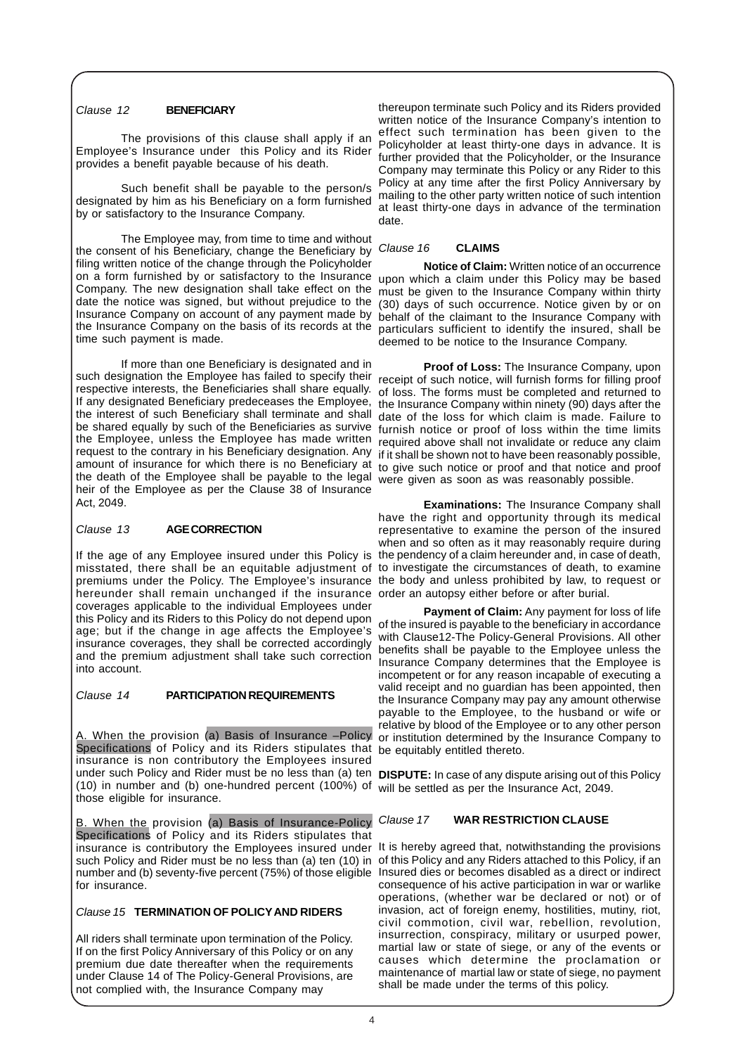### *Clause 12* **BENEFICIARY**

The provisions of this clause shall apply if an Employee's Insurance under this Policy and its Rider provides a benefit payable because of his death.

Such benefit shall be payable to the person/s designated by him as his Beneficiary on a form furnished by or satisfactory to the Insurance Company.

The Employee may, from time to time and without the consent of his Beneficiary, change the Beneficiary by filing written notice of the change through the Policyholder on a form furnished by or satisfactory to the Insurance Company. The new designation shall take effect on the date the notice was signed, but without prejudice to the Insurance Company on account of any payment made by the Insurance Company on the basis of its records at the time such payment is made.

If more than one Beneficiary is designated and in such designation the Employee has failed to specify their respective interests, the Beneficiaries shall share equally. If any designated Beneficiary predeceases the Employee, the interest of such Beneficiary shall terminate and shall be shared equally by such of the Beneficiaries as survive the Employee, unless the Employee has made written request to the contrary in his Beneficiary designation. Any amount of insurance for which there is no Beneficiary at the death of the Employee shall be payable to the legal heir of the Employee as per the Clause 38 of Insurance Act, 2049.

### *Clause 13* **AGE CORRECTION**

If the age of any Employee insured under this Policy is misstated, there shall be an equitable adjustment of premiums under the Policy. The Employee's insurance hereunder shall remain unchanged if the insurance coverages applicable to the individual Employees under this Policy and its Riders to this Policy do not depend upon age; but if the change in age affects the Employee's insurance coverages, they shall be corrected accordingly and the premium adjustment shall take such correction into account.

### *Clause 14* **PARTICIPATION REQUIREMENTS**

A. When the provision (a) Basis of Insurance –Policy Specifications of Policy and its Riders stipulates that insurance is non contributory the Employees insured under such Policy and Rider must be no less than (a) ten (10) in number and (b) one-hundred percent (100%) of those eligible for insurance.

B. When the provision (a) Basis of Insurance-Policy Specifications of Policy and its Riders stipulates that insurance is contributory the Employees insured under such Policy and Rider must be no less than (a) ten (10) in number and (b) seventy-five percent (75%) of those eligible for insurance.

### *Clause 15* **TERMINATION OF POLICY AND RIDERS**

All riders shall terminate upon termination of the Policy. If on the first Policy Anniversary of this Policy or on any premium due date thereafter when the requirements under Clause 14 of The Policy-General Provisions, are not complied with, the Insurance Company may thereupon terminate such Policy and its Riders provided written notice of the Insurance Company's intention to effect such termination has been given to the Policyholder at least thirty-one days in advance. It is further provided that the Policyholder, or the Insurance Company may terminate this Policy or any Rider to this Policy at any time after the first Policy Anniversary by mailing to the other party written notice of such intention at least thirty-one days in advance of the termination date.

### *Clause 16* **CLAIMS**

**Notice of Claim:** Written notice of an occurrence upon which a claim under this Policy may be based must be given to the Insurance Company within thirty (30) days of such occurrence. Notice given by or on behalf of the claimant to the Insurance Company with particulars sufficient to identify the insured, shall be deemed to be notice to the Insurance Company.

**Proof of Loss:** The Insurance Company, upon receipt of such notice, will furnish forms for filling proof of loss. The forms must be completed and returned to the Insurance Company within ninety (90) days after the date of the loss for which claim is made. Failure to furnish notice or proof of loss within the time limits required above shall not invalidate or reduce any claim if it shall be shown not to have been reasonably possible, to give such notice or proof and that notice and proof were given as soon as was reasonably possible.

**Examinations:** The Insurance Company shall have the right and opportunity through its medical representative to examine the person of the insured when and so often as it may reasonably require during the pendency of a claim hereunder and, in case of death, to investigate the circumstances of death, to examine the body and unless prohibited by law, to request or order an autopsy either before or after burial.

**Payment of Claim:** Any payment for loss of life of the insured is payable to the beneficiary in accordance with Clause12-The Policy-General Provisions. All other benefits shall be payable to the Employee unless the Insurance Company determines that the Employee is incompetent or for any reason incapable of executing a valid receipt and no guardian has been appointed, then the Insurance Company may pay any amount otherwise payable to the Employee, to the husband or wife or relative by blood of the Employee or to any other person or institution determined by the Insurance Company to be equitably entitled thereto.

**DISPUTE:** In case of any dispute arising out of this Policy will be settled as per the Insurance Act, 2049.

### *Clause 17* **WAR RESTRICTION CLAUSE**

It is hereby agreed that, notwithstanding the provisions of this Policy and any Riders attached to this Policy, if an Insured dies or becomes disabled as a direct or indirect consequence of his active participation in war or warlike operations, (whether war be declared or not) or of invasion, act of foreign enemy, hostilities, mutiny, riot, civil commotion, civil war, rebellion, revolution, insurrection, conspiracy, military or usurped power, martial law or state of siege, or any of the events or causes which determine the proclamation or maintenance of martial law or state of siege, no payment shall be made under the terms of this policy.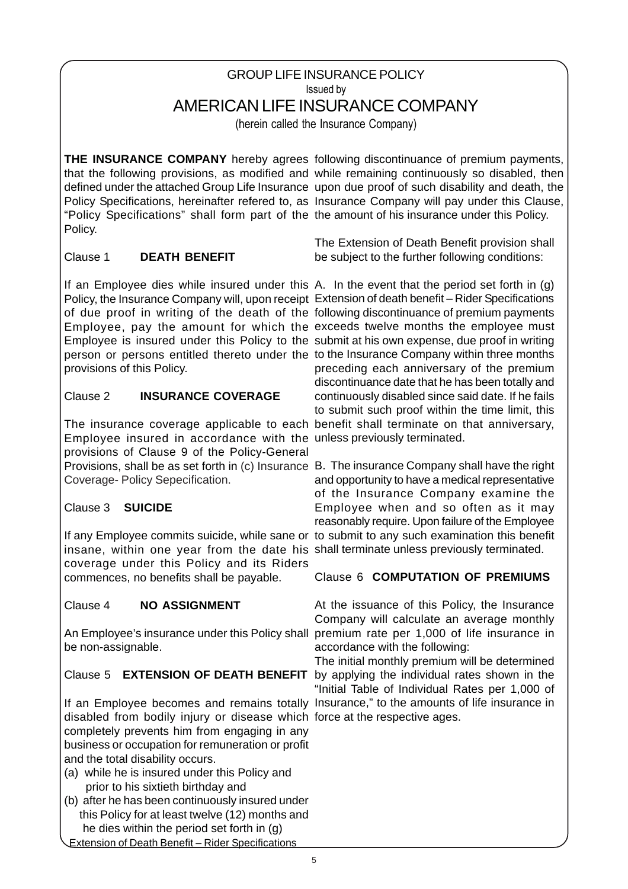# GROUP LIFE INSURANCE POLICY

Issued by

## AMERICAN LIFE INSURANCE COMPANY

(herein called the Insurance Company)

**THE INSURANCE COMPANY** hereby agrees that the following provisions, as modified and defined under the attached Group Life Insurance Policy Specifications, hereinafter refered to, as "Policy Specifications" shall form part of the Policy.

### Clause 1 DEATH BENEFIT

If an Employee dies while insured under this Policy, the Insurance Company will, upon receipt of due proof in writing of the death of the Employee, pay the amount for which the Employee is insured under this Policy to the person or persons entitled thereto under the provisions of this Policy.

### Clause 2 INSURANCE COVERAGE

The insurance coverage applicable to each Employee insured in accordance with the provisions of Clause 9 of the Policy-General Provisions, shall be as set forth in (c) Insurance Coverage- Policy Sepecification.

### Clause 3 SUICIDE

If any Employee commits suicide, while sane or insane, within one year from the date his coverage under this Policy and its Riders commences, no benefits shall be payable.

### Clause 4 NO ASSIGNMENT

An Employee's insurance under this Policy shall be non-assignable.

### Clause 5 EXTENSION OF DEATH BENEFIT

If an Employee becomes and remains totally disabled from bodily injury or disease which completely prevents him from engaging in any business or occupation for remuneration or profit and the total disability occurs.

(a) while he is insured under this Policy and prior to his sixtieth birthday and

(b) after he has been continuously insured under this Policy for at least twelve (12) months and he dies within the period set forth in (g) Extension of Death Benefit – Rider Specifications following discontinuance of premium payments, while remaining continuously so disabled, then upon due proof of such disability and death, the Insurance Company will pay under this Clause, the amount of his insurance under this Policy.

The Extension of Death Benefit provision shall be subject to the further following conditions:

A. In the event that the period set forth in (g) Extension of death benefit – Rider Specifications following discontinuance of premium payments exceeds twelve months the employee must submit at his own expense, due proof in writing to the Insurance Company within three months preceding each anniversary of the premium discontinuance date that he has been totally and continuously disabled since said date. If he fails to submit such proof within the time limit, this benefit shall terminate on that anniversary, unless previously terminated.

B. The insurance Company shall have the right and opportunity to have a medical representative of the Insurance Company examine the Employee when and so often as it may reasonably require. Upon failure of the Employee to submit to any such examination this benefit shall terminate unless previously terminated.

### Clause 6 COMPUTATION OF PREMIUMS

At the issuance of this Policy, the Insurance Company will calculate an average monthly premium rate per 1,000 of life insurance in accordance with the following:

The initial monthly premium will be determined by applying the individual rates shown in the "Initial Table of Individual Rates per 1,000 of Insurance," to the amounts of life insurance in force at the respective ages.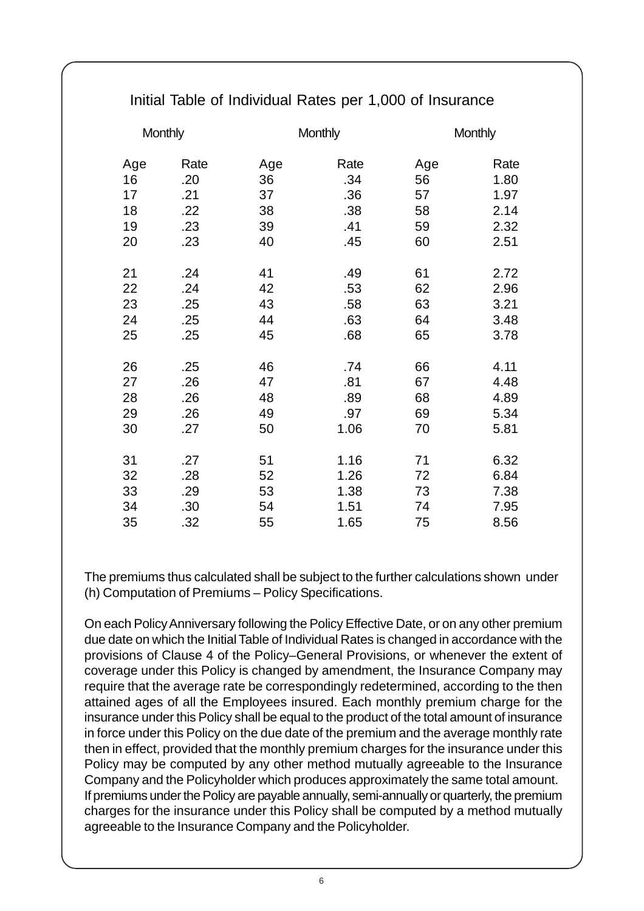## Initial Table of Individual Rates per 1,000 of Insurance

| Age | Monthly Rate | Age | Monthly Rate | Age | Monthly Rate |
|---|---|---|---|---|---|
| 16 | .20 | 36 | .34 | 56 | 1.80 |
| 17 | .21 | 37 | .36 | 57 | 1.97 |
| 18 | .22 | 38 | .38 | 58 | 2.14 |
| 19 | .23 | 39 | .41 | 59 | 2.32 |
| 20 | .23 | 40 | .45 | 60 | 2.51 |
| 21 | .24 | 41 | .49 | 61 | 2.72 |
| 22 | .24 | 42 | .53 | 62 | 2.96 |
| 23 | .25 | 43 | .58 | 63 | 3.21 |
| 24 | .25 | 44 | .63 | 64 | 3.48 |
| 25 | .25 | 45 | .68 | 65 | 3.78 |
| 26 | .25 | 46 | .74 | 66 | 4.11 |
| 27 | .26 | 47 | .81 | 67 | 4.48 |
| 28 | .26 | 48 | .89 | 68 | 4.89 |
| 29 | .26 | 49 | .97 | 69 | 5.34 |
| 30 | .27 | 50 | 1.06 | 70 | 5.81 |
| 31 | .27 | 51 | 1.16 | 71 | 6.32 |
| 32 | .28 | 52 | 1.26 | 72 | 6.84 |
| 33 | .29 | 53 | 1.38 | 73 | 7.38 |
| 34 | .30 | 54 | 1.51 | 74 | 7.95 |
| 35 | .32 | 55 | 1.65 | 75 | 8.56 |

The premiums thus calculated shall be subject to the further calculations shown under (h) Computation of Premiums – Policy Specifications.

On each Policy Anniversary following the Policy Effective Date, or on any other premium due date on which the Initial Table of Individual Rates is changed in accordance with the provisions of Clause 4 of the Policy–General Provisions, or whenever the extent of coverage under this Policy is changed by amendment, the Insurance Company may require that the average rate be correspondingly redetermined, according to the then attained ages of all the Employees insured. Each monthly premium charge for the insurance under this Policy shall be equal to the product of the total amount of insurance in force under this Policy on the due date of the premium and the average monthly rate then in effect, provided that the monthly premium charges for the insurance under this Policy may be computed by any other method mutually agreeable to the Insurance Company and the Policyholder which produces approximately the same total amount. If premiums under the Policy are payable annually, semi-annually or quarterly, the premium charges for the insurance under this Policy shall be computed by a method mutually agreeable to the Insurance Company and the Policyholder.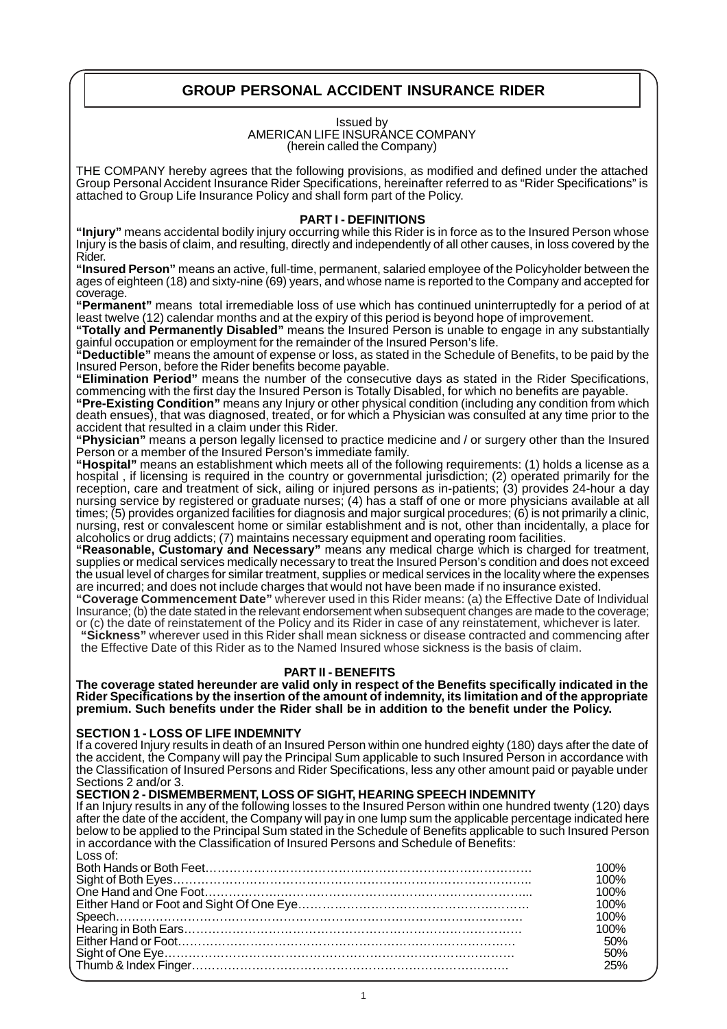# GROUP PERSONAL ACCIDENT INSURANCE RIDER

Issued by
AMERICAN LIFE INSURANCE COMPANY
(herein called the Company)

THE COMPANY hereby agrees that the following provisions, as modified and defined under the attached Group Personal Accident Insurance Rider Specifications, hereinafter referred to as "Rider Specifications" is attached to Group Life Insurance Policy and shall form part of the Policy.

## PART I - DEFINITIONS

**"Injury"** means accidental bodily injury occurring while this Rider is in force as to the Insured Person whose Injury is the basis of claim, and resulting, directly and independently of all other causes, in loss covered by the Rider.

**"Insured Person"** means an active, full-time, permanent, salaried employee of the Policyholder between the ages of eighteen (18) and sixty-nine (69) years, and whose name is reported to the Company and accepted for coverage.

**"Permanent"** means total irremediable loss of use which has continued uninterruptedly for a period of at least twelve (12) calendar months and at the expiry of this period is beyond hope of improvement.

**"Totally and Permanently Disabled"** means the Insured Person is unable to engage in any substantially gainful occupation or employment for the remainder of the Insured Person's life.

**"Deductible"** means the amount of expense or loss, as stated in the Schedule of Benefits, to be paid by the Insured Person, before the Rider benefits become payable.

**"Elimination Period"** means the number of the consecutive days as stated in the Rider Specifications, commencing with the first day the Insured Person is Totally Disabled, for which no benefits are payable.

**"Pre-Existing Condition"** means any Injury or other physical condition (including any condition from which death ensues), that was diagnosed, treated, or for which a Physician was consulted at any time prior to the accident that resulted in a claim under this Rider.

**"Physician"** means a person legally licensed to practice medicine and / or surgery other than the Insured Person or a member of the Insured Person's immediate family.

**"Hospital"** means an establishment which meets all of the following requirements: (1) holds a license as a hospital , if licensing is required in the country or governmental jurisdiction; (2) operated primarily for the reception, care and treatment of sick, ailing or injured persons as in-patients; (3) provides 24-hour a day nursing service by registered or graduate nurses; (4) has a staff of one or more physicians available at all times; (5) provides organized facilities for diagnosis and major surgical procedures; (6) is not primarily a clinic, nursing, rest or convalescent home or similar establishment and is not, other than incidentally, a place for alcoholics or drug addicts; (7) maintains necessary equipment and operating room facilities.

**"Reasonable, Customary and Necessary"** means any medical charge which is charged for treatment, supplies or medical services medically necessary to treat the Insured Person's condition and does not exceed the usual level of charges for similar treatment, supplies or medical services in the locality where the expenses are incurred; and does not include charges that would not have been made if no insurance existed.

**"Coverage Commencement Date"** wherever used in this Rider means: (a) the Effective Date of Individual Insurance; (b) the date stated in the relevant endorsement when subsequent changes are made to the coverage; or (c) the date of reinstatement of the Policy and its Rider in case of any reinstatement, whichever is later.

**"Sickness"** wherever used in this Rider shall mean sickness or disease contracted and commencing after the Effective Date of this Rider as to the Named Insured whose sickness is the basis of claim.

## PART II - BENEFITS

**The coverage stated hereunder are valid only in respect of the Benefits specifically indicated in the Rider Specifications by the insertion of the amount of indemnity, its limitation and of the appropriate premium. Such benefits under the Rider shall be in addition to the benefit under the Policy.**

### SECTION 1 - LOSS OF LIFE INDEMNITY

If a covered Injury results in death of an Insured Person within one hundred eighty (180) days after the date of the accident, the Company will pay the Principal Sum applicable to such Insured Person in accordance with the Classification of Insured Persons and Rider Specifications, less any other amount paid or payable under Sections 2 and/or 3.

### SECTION 2 - DISMEMBERMENT, LOSS OF SIGHT, HEARING SPEECH INDEMNITY

If an Injury results in any of the following losses to the Insured Person within one hundred twenty (120) days after the date of the accident, the Company will pay in one lump sum the applicable percentage indicated here below to be applied to the Principal Sum stated in the Schedule of Benefits applicable to such Insured Person in accordance with the Classification of Insured Persons and Schedule of Benefits:

Loss of:

| | |
|---|---|
| Both Hands or Both Feet | 100% |
| Sight of Both Eyes | 100% |
| One Hand and One Foot | 100% |
| Either Hand or Foot and Sight Of One Eye | 100% |
| Speech | 100% |
| Hearing in Both Ears | 100% |
| Either Hand or Foot | 50% |
| Sight of One Eye | 50% |
| Thumb & Index Finger | 25% |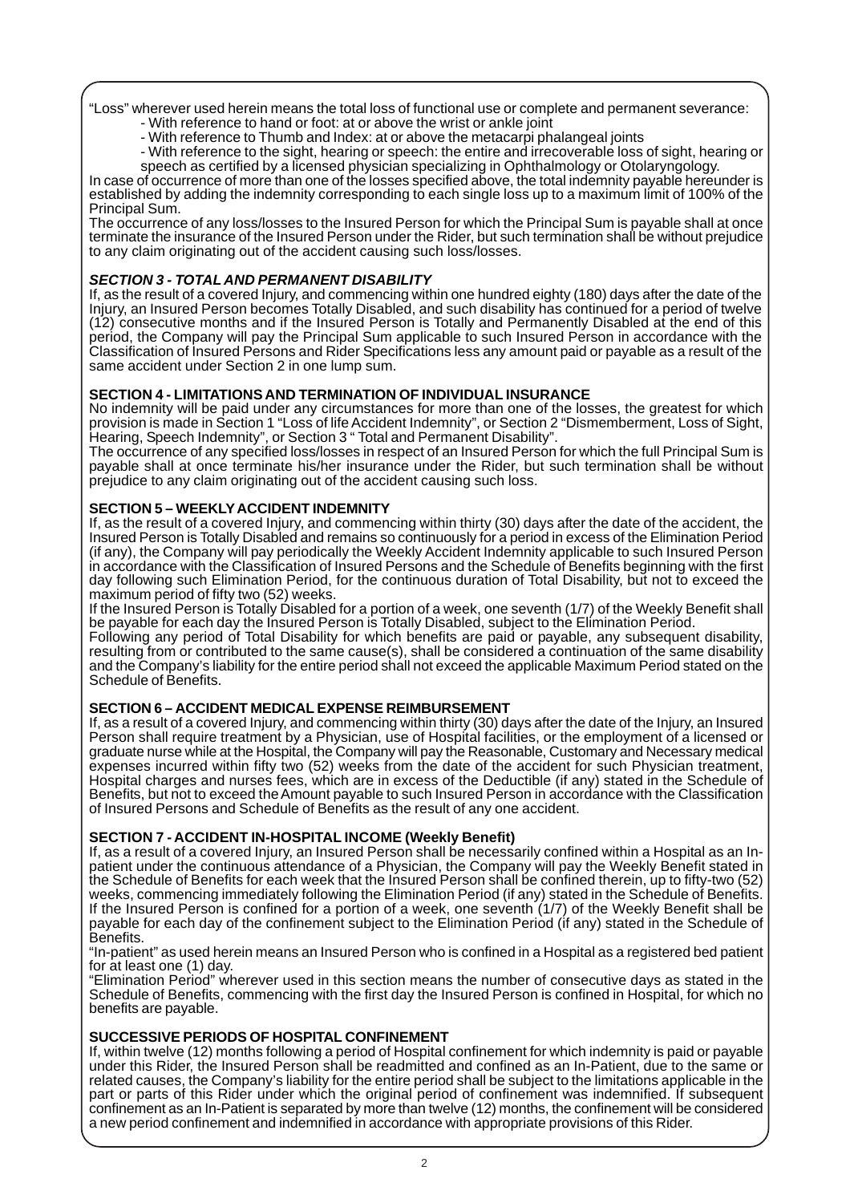"Loss" wherever used herein means the total loss of functional use or complete and permanent severance:

- With reference to hand or foot: at or above the wrist or ankle joint
- With reference to Thumb and Index: at or above the metacarpi phalangeal joints
- With reference to the sight, hearing or speech: the entire and irrecoverable loss of sight, hearing or speech as certified by a licensed physician specializing in Ophthalmology or Otolaryngology.

In case of occurrence of more than one of the losses specified above, the total indemnity payable hereunder is established by adding the indemnity corresponding to each single loss up to a maximum limit of 100% of the Principal Sum.

The occurrence of any loss/losses to the Insured Person for which the Principal Sum is payable shall at once terminate the insurance of the Insured Person under the Rider, but such termination shall be without prejudice to any claim originating out of the accident causing such loss/losses.

### *SECTION 3 - TOTAL AND PERMANENT DISABILITY*

If, as the result of a covered Injury, and commencing within one hundred eighty (180) days after the date of the Injury, an Insured Person becomes Totally Disabled, and such disability has continued for a period of twelve (12) consecutive months and if the Insured Person is Totally and Permanently Disabled at the end of this period, the Company will pay the Principal Sum applicable to such Insured Person in accordance with the Classification of Insured Persons and Rider Specifications less any amount paid or payable as a result of the same accident under Section 2 in one lump sum.

### SECTION 4 - LIMITATIONS AND TERMINATION OF INDIVIDUAL INSURANCE

No indemnity will be paid under any circumstances for more than one of the losses, the greatest for which provision is made in Section 1 "Loss of life Accident Indemnity", or Section 2 "Dismemberment, Loss of Sight, Hearing, Speech Indemnity", or Section 3 " Total and Permanent Disability".

The occurrence of any specified loss/losses in respect of an Insured Person for which the full Principal Sum is payable shall at once terminate his/her insurance under the Rider, but such termination shall be without prejudice to any claim originating out of the accident causing such loss.

### SECTION 5 – WEEKLY ACCIDENT INDEMNITY

If, as the result of a covered Injury, and commencing within thirty (30) days after the date of the accident, the Insured Person is Totally Disabled and remains so continuously for a period in excess of the Elimination Period (if any), the Company will pay periodically the Weekly Accident Indemnity applicable to such Insured Person in accordance with the Classification of Insured Persons and the Schedule of Benefits beginning with the first day following such Elimination Period, for the continuous duration of Total Disability, but not to exceed the maximum period of fifty two (52) weeks.

If the Insured Person is Totally Disabled for a portion of a week, one seventh (1/7) of the Weekly Benefit shall be payable for each day the Insured Person is Totally Disabled, subject to the Elimination Period.

Following any period of Total Disability for which benefits are paid or payable, any subsequent disability, resulting from or contributed to the same cause(s), shall be considered a continuation of the same disability and the Company's liability for the entire period shall not exceed the applicable Maximum Period stated on the Schedule of Benefits.

### SECTION 6 – ACCIDENT MEDICAL EXPENSE REIMBURSEMENT

If, as a result of a covered Injury, and commencing within thirty (30) days after the date of the Injury, an Insured Person shall require treatment by a Physician, use of Hospital facilities, or the employment of a licensed or graduate nurse while at the Hospital, the Company will pay the Reasonable, Customary and Necessary medical expenses incurred within fifty two (52) weeks from the date of the accident for such Physician treatment, Hospital charges and nurses fees, which are in excess of the Deductible (if any) stated in the Schedule of Benefits, but not to exceed the Amount payable to such Insured Person in accordance with the Classification of Insured Persons and Schedule of Benefits as the result of any one accident.

### SECTION 7 - ACCIDENT IN-HOSPITAL INCOME (Weekly Benefit)

If, as a result of a covered Injury, an Insured Person shall be necessarily confined within a Hospital as an In-patient under the continuous attendance of a Physician, the Company will pay the Weekly Benefit stated in the Schedule of Benefits for each week that the Insured Person shall be confined therein, up to fifty-two (52) weeks, commencing immediately following the Elimination Period (if any) stated in the Schedule of Benefits. If the Insured Person is confined for a portion of a week, one seventh (1/7) of the Weekly Benefit shall be payable for each day of the confinement subject to the Elimination Period (if any) stated in the Schedule of Benefits.

"In-patient" as used herein means an Insured Person who is confined in a Hospital as a registered bed patient for at least one (1) day.

"Elimination Period" wherever used in this section means the number of consecutive days as stated in the Schedule of Benefits, commencing with the first day the Insured Person is confined in Hospital, for which no benefits are payable.

### SUCCESSIVE PERIODS OF HOSPITAL CONFINEMENT

If, within twelve (12) months following a period of Hospital confinement for which indemnity is paid or payable under this Rider, the Insured Person shall be readmitted and confined as an In-Patient, due to the same or related causes, the Company's liability for the entire period shall be subject to the limitations applicable in the part or parts of this Rider under which the original period of confinement was indemnified. If subsequent confinement as an In-Patient is separated by more than twelve (12) months, the confinement will be considered a new period confinement and indemnified in accordance with appropriate provisions of this Rider.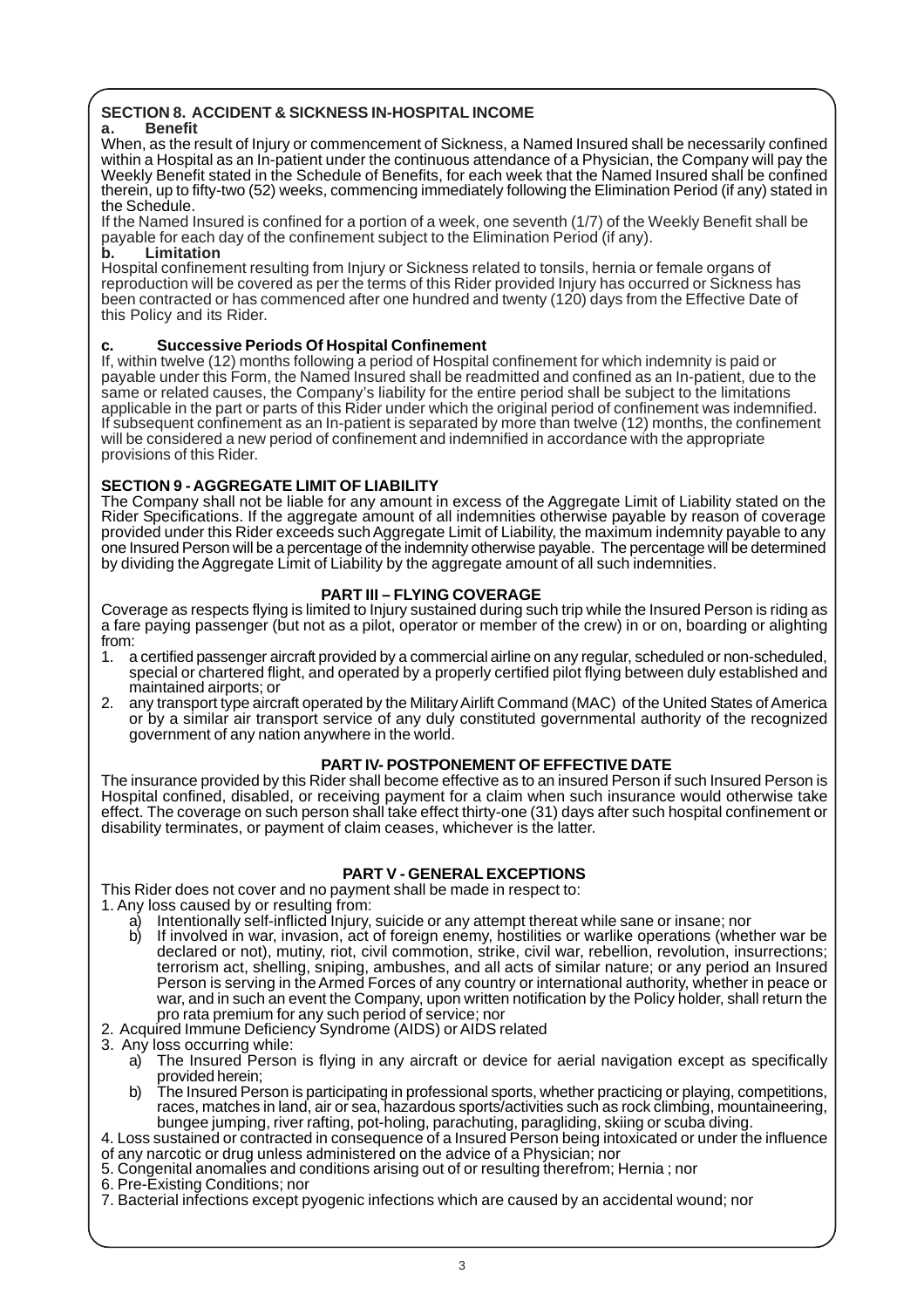## SECTION 8. ACCIDENT & SICKNESS IN-HOSPITAL INCOME

**a. Benefit**

When, as the result of Injury or commencement of Sickness, a Named Insured shall be necessarily confined within a Hospital as an In-patient under the continuous attendance of a Physician, the Company will pay the Weekly Benefit stated in the Schedule of Benefits, for each week that the Named Insured shall be confined therein, up to fifty-two (52) weeks, commencing immediately following the Elimination Period (if any) stated in the Schedule.

If the Named Insured is confined for a portion of a week, one seventh (1/7) of the Weekly Benefit shall be payable for each day of the confinement subject to the Elimination Period (if any).

**b. Limitation**

Hospital confinement resulting from Injury or Sickness related to tonsils, hernia or female organs of reproduction will be covered as per the terms of this Rider provided Injury has occurred or Sickness has been contracted or has commenced after one hundred and twenty (120) days from the Effective Date of this Policy and its Rider.

**c. Successive Periods Of Hospital Confinement**

If, within twelve (12) months following a period of Hospital confinement for which indemnity is paid or payable under this Form, the Named Insured shall be readmitted and confined as an In-patient, due to the same or related causes, the Company's liability for the entire period shall be subject to the limitations applicable in the part or parts of this Rider under which the original period of confinement was indemnified. If subsequent confinement as an In-patient is separated by more than twelve (12) months, the confinement will be considered a new period of confinement and indemnified in accordance with the appropriate provisions of this Rider.

## SECTION 9 - AGGREGATE LIMIT OF LIABILITY

The Company shall not be liable for any amount in excess of the Aggregate Limit of Liability stated on the Rider Specifications. If the aggregate amount of all indemnities otherwise payable by reason of coverage provided under this Rider exceeds such Aggregate Limit of Liability, the maximum indemnity payable to any one Insured Person will be a percentage of the indemnity otherwise payable. The percentage will be determined by dividing the Aggregate Limit of Liability by the aggregate amount of all such indemnities.

## PART III – FLYING COVERAGE

Coverage as respects flying is limited to Injury sustained during such trip while the Insured Person is riding as a fare paying passenger (but not as a pilot, operator or member of the crew) in or on, boarding or alighting from:

1. a certified passenger aircraft provided by a commercial airline on any regular, scheduled or non-scheduled, special or chartered flight, and operated by a properly certified pilot flying between duly established and maintained airports; or
2. any transport type aircraft operated by the Military Airlift Command (MAC) of the United States of America or by a similar air transport service of any duly constituted governmental authority of the recognized government of any nation anywhere in the world.

## PART IV- POSTPONEMENT OF EFFECTIVE DATE

The insurance provided by this Rider shall become effective as to an insured Person if such Insured Person is Hospital confined, disabled, or receiving payment for a claim when such insurance would otherwise take effect. The coverage on such person shall take effect thirty-one (31) days after such hospital confinement or disability terminates, or payment of claim ceases, whichever is the latter.

## PART V - GENERAL EXCEPTIONS

This Rider does not cover and no payment shall be made in respect to:

1. Any loss caused by or resulting from:
   a) Intentionally self-inflicted Injury, suicide or any attempt thereat while sane or insane; nor
   b) If involved in war, invasion, act of foreign enemy, hostilities or warlike operations (whether war be declared or not), mutiny, riot, civil commotion, strike, civil war, rebellion, revolution, insurrections; terrorism act, shelling, sniping, ambushes, and all acts of similar nature; or any period an Insured Person is serving in the Armed Forces of any country or international authority, whether in peace or war, and in such an event the Company, upon written notification by the Policy holder, shall return the pro rata premium for any such period of service; nor
2. Acquired Immune Deficiency Syndrome (AIDS) or AIDS related
3. Any loss occurring while:
   a) The Insured Person is flying in any aircraft or device for aerial navigation except as specifically provided herein;
   b) The Insured Person is participating in professional sports, whether practicing or playing, competitions, races, matches in land, air or sea, hazardous sports/activities such as rock climbing, mountaineering, bungee jumping, river rafting, pot-holing, parachuting, paragliding, skiing or scuba diving.
4. Loss sustained or contracted in consequence of a Insured Person being intoxicated or under the influence of any narcotic or drug unless administered on the advice of a Physician; nor
5. Congenital anomalies and conditions arising out of or resulting therefrom; Hernia ; nor
6. Pre-Existing Conditions; nor
7. Bacterial infections except pyogenic infections which are caused by an accidental wound; nor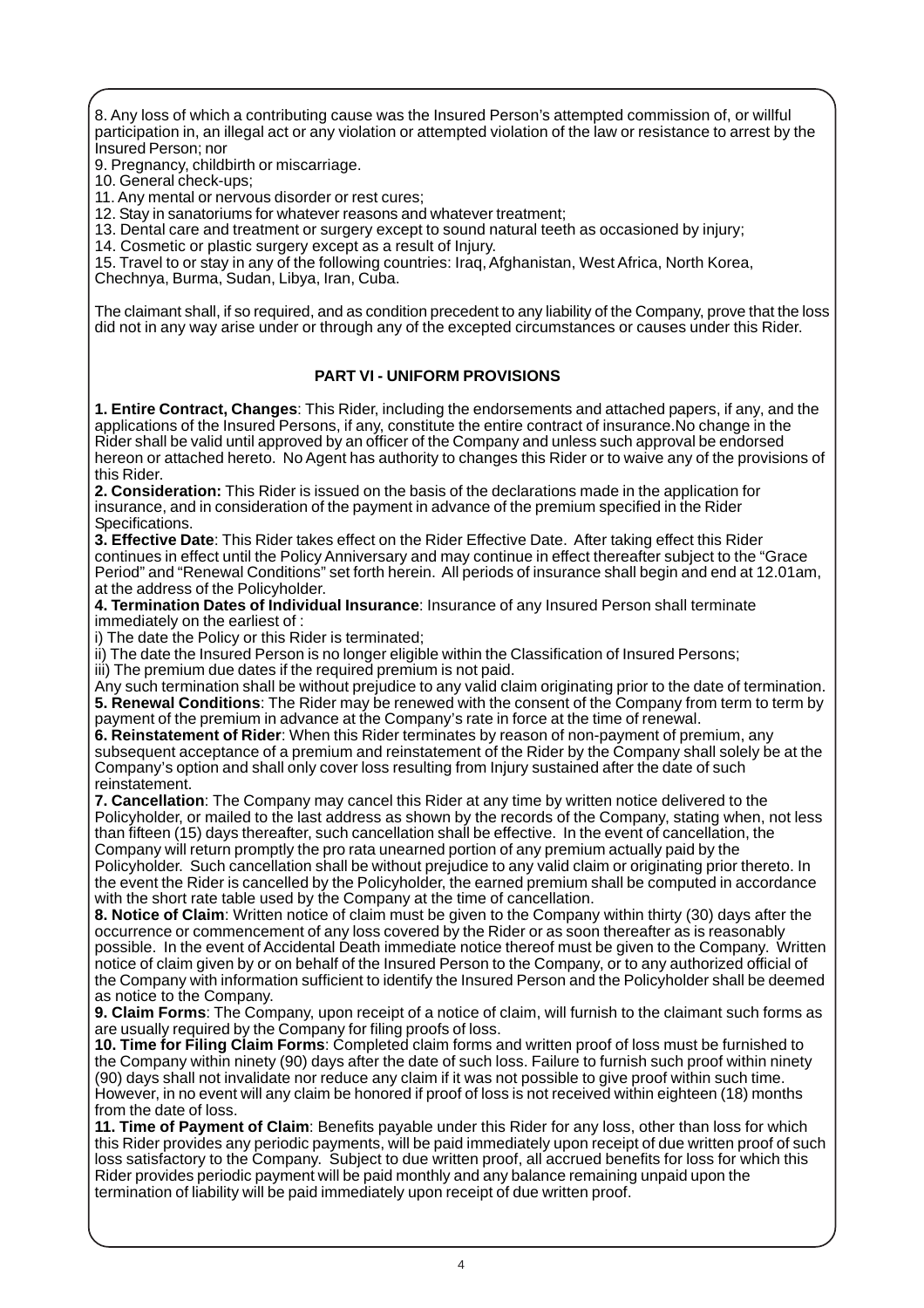8. Any loss of which a contributing cause was the Insured Person's attempted commission of, or willful participation in, an illegal act or any violation or attempted violation of the law or resistance to arrest by the Insured Person; nor
9. Pregnancy, childbirth or miscarriage.
10. General check-ups;
11. Any mental or nervous disorder or rest cures;
12. Stay in sanatoriums for whatever reasons and whatever treatment;
13. Dental care and treatment or surgery except to sound natural teeth as occasioned by injury;
14. Cosmetic or plastic surgery except as a result of Injury.
15. Travel to or stay in any of the following countries: Iraq, Afghanistan, West Africa, North Korea, Chechnya, Burma, Sudan, Libya, Iran, Cuba.

The claimant shall, if so required, and as condition precedent to any liability of the Company, prove that the loss did not in any way arise under or through any of the excepted circumstances or causes under this Rider.

### PART VI - UNIFORM PROVISIONS

**1. Entire Contract, Changes**: This Rider, including the endorsements and attached papers, if any, and the applications of the Insured Persons, if any, constitute the entire contract of insurance.No change in the Rider shall be valid until approved by an officer of the Company and unless such approval be endorsed hereon or attached hereto. No Agent has authority to changes this Rider or to waive any of the provisions of this Rider.

**2. Consideration:** This Rider is issued on the basis of the declarations made in the application for insurance, and in consideration of the payment in advance of the premium specified in the Rider Specifications.

**3. Effective Date**: This Rider takes effect on the Rider Effective Date. After taking effect this Rider continues in effect until the Policy Anniversary and may continue in effect thereafter subject to the "Grace Period" and "Renewal Conditions" set forth herein. All periods of insurance shall begin and end at 12.01am, at the address of the Policyholder.

**4. Termination Dates of Individual Insurance**: Insurance of any Insured Person shall terminate immediately on the earliest of :

i) The date the Policy or this Rider is terminated;
ii) The date the Insured Person is no longer eligible within the Classification of Insured Persons;
iii) The premium due dates if the required premium is not paid.

Any such termination shall be without prejudice to any valid claim originating prior to the date of termination.

**5. Renewal Conditions**: The Rider may be renewed with the consent of the Company from term to term by payment of the premium in advance at the Company's rate in force at the time of renewal.

**6. Reinstatement of Rider**: When this Rider terminates by reason of non-payment of premium, any subsequent acceptance of a premium and reinstatement of the Rider by the Company shall solely be at the Company's option and shall only cover loss resulting from Injury sustained after the date of such reinstatement.

**7. Cancellation**: The Company may cancel this Rider at any time by written notice delivered to the Policyholder, or mailed to the last address as shown by the records of the Company, stating when, not less than fifteen (15) days thereafter, such cancellation shall be effective. In the event of cancellation, the Company will return promptly the pro rata unearned portion of any premium actually paid by the Policyholder. Such cancellation shall be without prejudice to any valid claim or originating prior thereto. In the event the Rider is cancelled by the Policyholder, the earned premium shall be computed in accordance with the short rate table used by the Company at the time of cancellation.

**8. Notice of Claim**: Written notice of claim must be given to the Company within thirty (30) days after the occurrence or commencement of any loss covered by the Rider or as soon thereafter as is reasonably possible. In the event of Accidental Death immediate notice thereof must be given to the Company. Written notice of claim given by or on behalf of the Insured Person to the Company, or to any authorized official of the Company with information sufficient to identify the Insured Person and the Policyholder shall be deemed as notice to the Company.

**9. Claim Forms**: The Company, upon receipt of a notice of claim, will furnish to the claimant such forms as are usually required by the Company for filing proofs of loss.

**10. Time for Filing Claim Forms**: Completed claim forms and written proof of loss must be furnished to the Company within ninety (90) days after the date of such loss. Failure to furnish such proof within ninety (90) days shall not invalidate nor reduce any claim if it was not possible to give proof within such time. However, in no event will any claim be honored if proof of loss is not received within eighteen (18) months from the date of loss.

**11. Time of Payment of Claim**: Benefits payable under this Rider for any loss, other than loss for which this Rider provides any periodic payments, will be paid immediately upon receipt of due written proof of such loss satisfactory to the Company. Subject to due written proof, all accrued benefits for loss for which this Rider provides periodic payment will be paid monthly and any balance remaining unpaid upon the termination of liability will be paid immediately upon receipt of due written proof.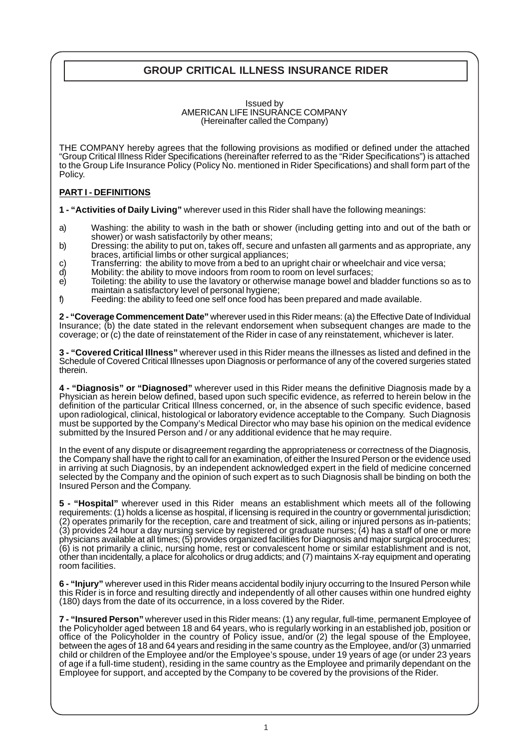# GROUP CRITICAL ILLNESS INSURANCE RIDER

Issued by
AMERICAN LIFE INSURANCE COMPANY
(Hereinafter called the Company)

THE COMPANY hereby agrees that the following provisions as modified or defined under the attached "Group Critical Illness Rider Specifications (hereinafter referred to as the "Rider Specifications") is attached to the Group Life Insurance Policy (Policy No. mentioned in Rider Specifications) and shall form part of the Policy.

## PART I - DEFINITIONS

**1 - "Activities of Daily Living"** wherever used in this Rider shall have the following meanings:

a) Washing: the ability to wash in the bath or shower (including getting into and out of the bath or shower) or wash satisfactorily by other means;
b) Dressing: the ability to put on, takes off, secure and unfasten all garments and as appropriate, any braces, artificial limbs or other surgical appliances;
c) Transferring: the ability to move from a bed to an upright chair or wheelchair and vice versa;
d) Mobility: the ability to move indoors from room to room on level surfaces;
e) Toileting: the ability to use the lavatory or otherwise manage bowel and bladder functions so as to maintain a satisfactory level of personal hygiene;
f) Feeding: the ability to feed one self once food has been prepared and made available.

**2 - "Coverage Commencement Date"** wherever used in this Rider means: (a) the Effective Date of Individual Insurance; (b) the date stated in the relevant endorsement when subsequent changes are made to the coverage; or (c) the date of reinstatement of the Rider in case of any reinstatement, whichever is later.

**3 - "Covered Critical Illness"** wherever used in this Rider means the illnesses as listed and defined in the Schedule of Covered Critical Illnesses upon Diagnosis or performance of any of the covered surgeries stated therein.

**4 - "Diagnosis" or "Diagnosed"** wherever used in this Rider means the definitive Diagnosis made by a Physician as herein below defined, based upon such specific evidence, as referred to herein below in the definition of the particular Critical Illness concerned, or, in the absence of such specific evidence, based upon radiological, clinical, histological or laboratory evidence acceptable to the Company. Such Diagnosis must be supported by the Company's Medical Director who may base his opinion on the medical evidence submitted by the Insured Person and / or any additional evidence that he may require.

In the event of any dispute or disagreement regarding the appropriateness or correctness of the Diagnosis, the Company shall have the right to call for an examination, of either the Insured Person or the evidence used in arriving at such Diagnosis, by an independent acknowledged expert in the field of medicine concerned selected by the Company and the opinion of such expert as to such Diagnosis shall be binding on both the Insured Person and the Company.

**5 - "Hospital"** wherever used in this Rider means an establishment which meets all of the following requirements: (1) holds a license as hospital, if licensing is required in the country or governmental jurisdiction; (2) operates primarily for the reception, care and treatment of sick, ailing or injured persons as in-patients; (3) provides 24 hour a day nursing service by registered or graduate nurses; (4) has a staff of one or more physicians available at all times; (5) provides organized facilities for Diagnosis and major surgical procedures; (6) is not primarily a clinic, nursing home, rest or convalescent home or similar establishment and is not, other than incidentally, a place for alcoholics or drug addicts; and (7) maintains X-ray equipment and operating room facilities.

**6 - "Injury"** wherever used in this Rider means accidental bodily injury occurring to the Insured Person while this Rider is in force and resulting directly and independently of all other causes within one hundred eighty (180) days from the date of its occurrence, in a loss covered by the Rider.

**7 - "Insured Person"** wherever used in this Rider means: (1) any regular, full-time, permanent Employee of the Policyholder aged between 18 and 64 years, who is regularly working in an established job, position or office of the Policyholder in the country of Policy issue, and/or (2) the legal spouse of the Employee, between the ages of 18 and 64 years and residing in the same country as the Employee, and/or (3) unmarried child or children of the Employee and/or the Employee's spouse, under 19 years of age (or under 23 years of age if a full-time student), residing in the same country as the Employee and primarily dependant on the Employee for support, and accepted by the Company to be covered by the provisions of the Rider.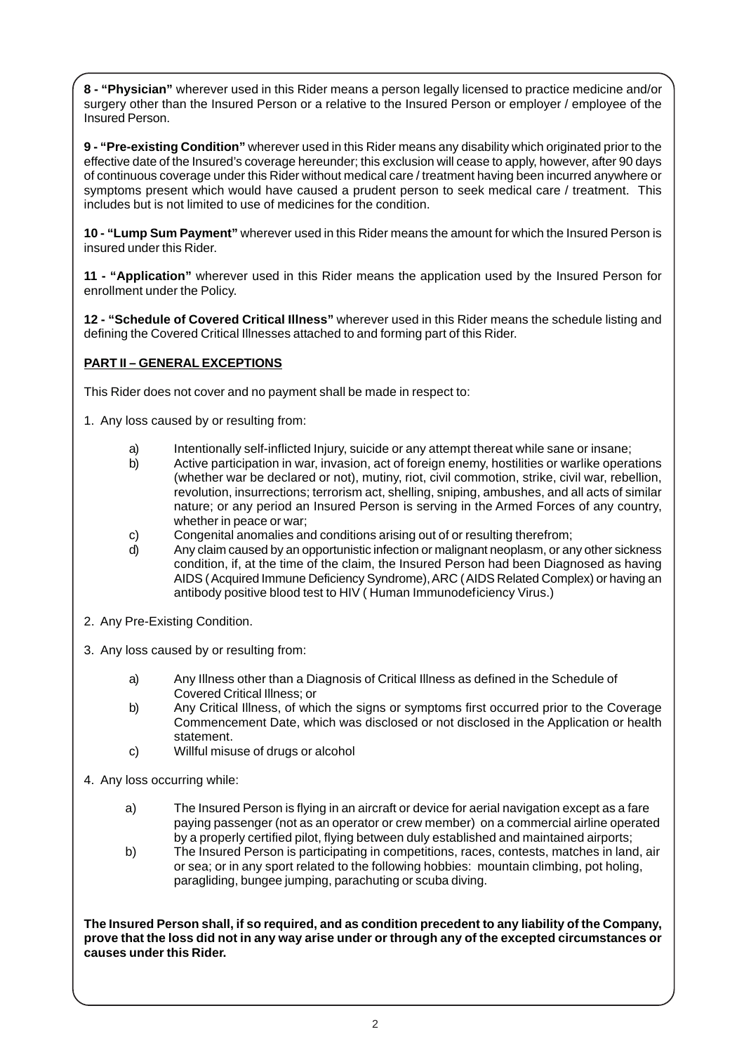**8 - "Physician"** wherever used in this Rider means a person legally licensed to practice medicine and/or surgery other than the Insured Person or a relative to the Insured Person or employer / employee of the Insured Person.

**9 - "Pre-existing Condition"** wherever used in this Rider means any disability which originated prior to the effective date of the Insured's coverage hereunder; this exclusion will cease to apply, however, after 90 days of continuous coverage under this Rider without medical care / treatment having been incurred anywhere or symptoms present which would have caused a prudent person to seek medical care / treatment. This includes but is not limited to use of medicines for the condition.

**10 - "Lump Sum Payment"** wherever used in this Rider means the amount for which the Insured Person is insured under this Rider.

**11 - "Application"** wherever used in this Rider means the application used by the Insured Person for enrollment under the Policy.

**12 - "Schedule of Covered Critical Illness"** wherever used in this Rider means the schedule listing and defining the Covered Critical Illnesses attached to and forming part of this Rider.

**PART II – GENERAL EXCEPTIONS**

This Rider does not cover and no payment shall be made in respect to:

1. Any loss caused by or resulting from:

   a) Intentionally self-inflicted Injury, suicide or any attempt thereat while sane or insane;

   b) Active participation in war, invasion, act of foreign enemy, hostilities or warlike operations (whether war be declared or not), mutiny, riot, civil commotion, strike, civil war, rebellion, revolution, insurrections; terrorism act, shelling, sniping, ambushes, and all acts of similar nature; or any period an Insured Person is serving in the Armed Forces of any country, whether in peace or war;

   c) Congenital anomalies and conditions arising out of or resulting therefrom;

   d) Any claim caused by an opportunistic infection or malignant neoplasm, or any other sickness condition, if, at the time of the claim, the Insured Person had been Diagnosed as having AIDS ( Acquired Immune Deficiency Syndrome), ARC ( AIDS Related Complex) or having an antibody positive blood test to HIV ( Human Immunodeficiency Virus.)

2. Any Pre-Existing Condition.

3. Any loss caused by or resulting from:

   a) Any Illness other than a Diagnosis of Critical Illness as defined in the Schedule of Covered Critical Illness; or

   b) Any Critical Illness, of which the signs or symptoms first occurred prior to the Coverage Commencement Date, which was disclosed or not disclosed in the Application or health statement.

   c) Willful misuse of drugs or alcohol

4. Any loss occurring while:

   a) The Insured Person is flying in an aircraft or device for aerial navigation except as a fare paying passenger (not as an operator or crew member) on a commercial airline operated by a properly certified pilot, flying between duly established and maintained airports;

   b) The Insured Person is participating in competitions, races, contests, matches in land, air or sea; or in any sport related to the following hobbies: mountain climbing, pot holing, paragliding, bungee jumping, parachuting or scuba diving.

**The Insured Person shall, if so required, and as condition precedent to any liability of the Company, prove that the loss did not in any way arise under or through any of the excepted circumstances or causes under this Rider.**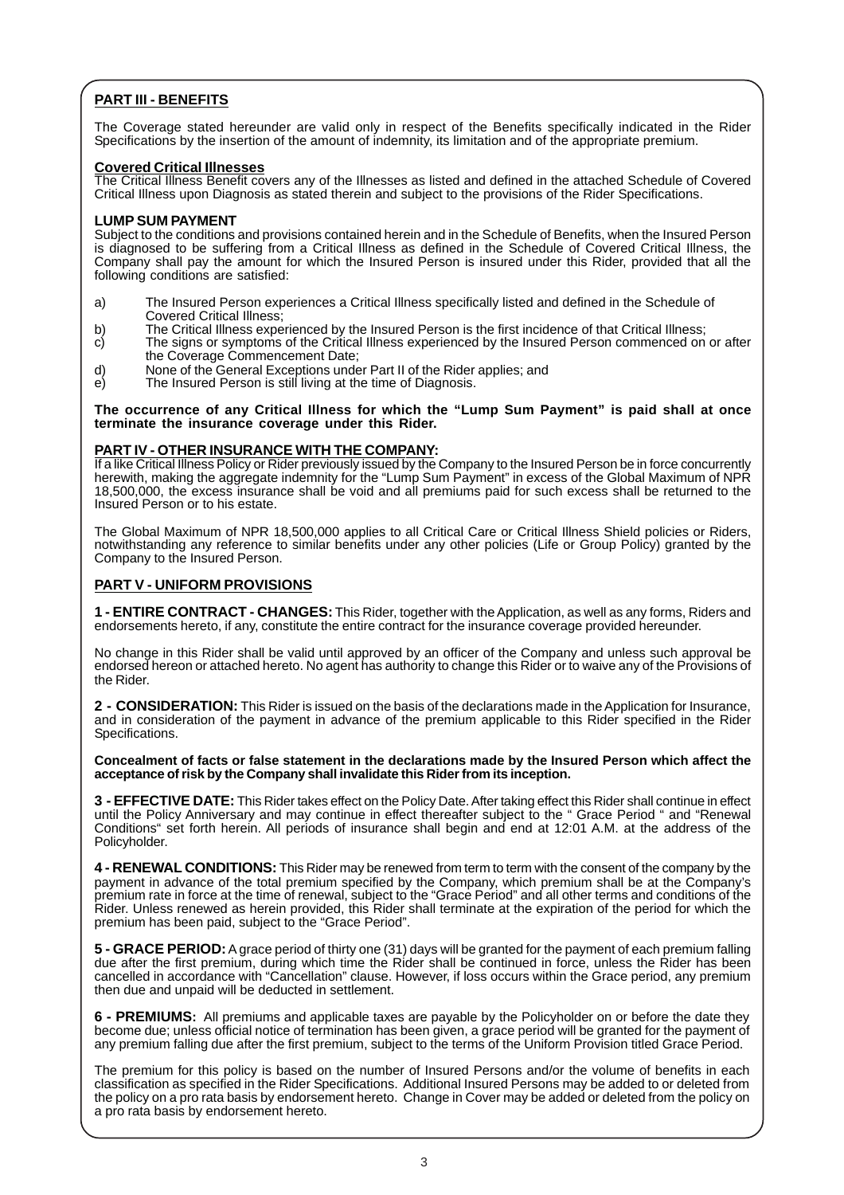## PART III - BENEFITS

The Coverage stated hereunder are valid only in respect of the Benefits specifically indicated in the Rider Specifications by the insertion of the amount of indemnity, its limitation and of the appropriate premium.

### Covered Critical Illnesses

The Critical Illness Benefit covers any of the Illnesses as listed and defined in the attached Schedule of Covered Critical Illness upon Diagnosis as stated therein and subject to the provisions of the Rider Specifications.

### LUMP SUM PAYMENT

Subject to the conditions and provisions contained herein and in the Schedule of Benefits, when the Insured Person is diagnosed to be suffering from a Critical Illness as defined in the Schedule of Covered Critical Illness, the Company shall pay the amount for which the Insured Person is insured under this Rider, provided that all the following conditions are satisfied:

a) The Insured Person experiences a Critical Illness specifically listed and defined in the Schedule of Covered Critical Illness;
b) The Critical Illness experienced by the Insured Person is the first incidence of that Critical Illness;
c) The signs or symptoms of the Critical Illness experienced by the Insured Person commenced on or after the Coverage Commencement Date;
d) None of the General Exceptions under Part II of the Rider applies; and
e) The Insured Person is still living at the time of Diagnosis.

**The occurrence of any Critical Illness for which the "Lump Sum Payment" is paid shall at once terminate the insurance coverage under this Rider.**

## PART IV - OTHER INSURANCE WITH THE COMPANY:

If a like Critical Illness Policy or Rider previously issued by the Company to the Insured Person be in force concurrently herewith, making the aggregate indemnity for the "Lump Sum Payment" in excess of the Global Maximum of NPR 18,500,000, the excess insurance shall be void and all premiums paid for such excess shall be returned to the Insured Person or to his estate.

The Global Maximum of NPR 18,500,000 applies to all Critical Care or Critical Illness Shield policies or Riders, notwithstanding any reference to similar benefits under any other policies (Life or Group Policy) granted by the Company to the Insured Person.

## PART V - UNIFORM PROVISIONS

**1 - ENTIRE CONTRACT - CHANGES:** This Rider, together with the Application, as well as any forms, Riders and endorsements hereto, if any, constitute the entire contract for the insurance coverage provided hereunder.

No change in this Rider shall be valid until approved by an officer of the Company and unless such approval be endorsed hereon or attached hereto. No agent has authority to change this Rider or to waive any of the Provisions of the Rider.

**2 - CONSIDERATION:** This Rider is issued on the basis of the declarations made in the Application for Insurance, and in consideration of the payment in advance of the premium applicable to this Rider specified in the Rider Specifications.

**Concealment of facts or false statement in the declarations made by the Insured Person which affect the acceptance of risk by the Company shall invalidate this Rider from its inception.**

**3 - EFFECTIVE DATE:** This Rider takes effect on the Policy Date. After taking effect this Rider shall continue in effect until the Policy Anniversary and may continue in effect thereafter subject to the " Grace Period " and "Renewal Conditions" set forth herein. All periods of insurance shall begin and end at 12:01 A.M. at the address of the Policyholder.

**4 - RENEWAL CONDITIONS:** This Rider may be renewed from term to term with the consent of the company by the payment in advance of the total premium specified by the Company, which premium shall be at the Company's premium rate in force at the time of renewal, subject to the "Grace Period" and all other terms and conditions of the Rider. Unless renewed as herein provided, this Rider shall terminate at the expiration of the period for which the premium has been paid, subject to the "Grace Period".

**5 - GRACE PERIOD:** A grace period of thirty one (31) days will be granted for the payment of each premium falling due after the first premium, during which time the Rider shall be continued in force, unless the Rider has been cancelled in accordance with "Cancellation" clause. However, if loss occurs within the Grace period, any premium then due and unpaid will be deducted in settlement.

**6 - PREMIUMS:** All premiums and applicable taxes are payable by the Policyholder on or before the date they become due; unless official notice of termination has been given, a grace period will be granted for the payment of any premium falling due after the first premium, subject to the terms of the Uniform Provision titled Grace Period.

The premium for this policy is based on the number of Insured Persons and/or the volume of benefits in each classification as specified in the Rider Specifications. Additional Insured Persons may be added to or deleted from the policy on a pro rata basis by endorsement hereto. Change in Cover may be added or deleted from the policy on a pro rata basis by endorsement hereto.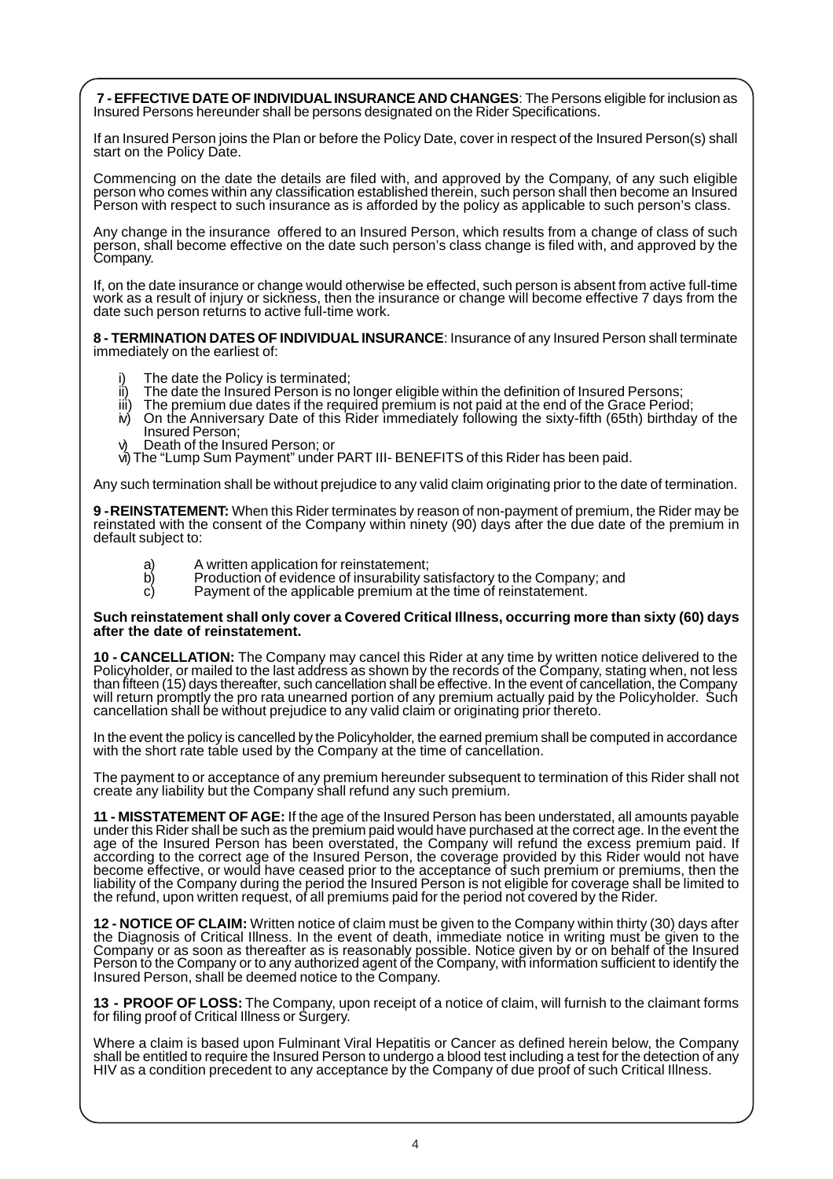**7 - EFFECTIVE DATE OF INDIVIDUAL INSURANCE AND CHANGES**: The Persons eligible for inclusion as Insured Persons hereunder shall be persons designated on the Rider Specifications.

If an Insured Person joins the Plan or before the Policy Date, cover in respect of the Insured Person(s) shall start on the Policy Date.

Commencing on the date the details are filed with, and approved by the Company, of any such eligible person who comes within any classification established therein, such person shall then become an Insured Person with respect to such insurance as is afforded by the policy as applicable to such person's class.

Any change in the insurance offered to an Insured Person, which results from a change of class of such person, shall become effective on the date such person's class change is filed with, and approved by the Company.

If, on the date insurance or change would otherwise be effected, such person is absent from active full-time work as a result of injury or sickness, then the insurance or change will become effective 7 days from the date such person returns to active full-time work.

**8 - TERMINATION DATES OF INDIVIDUAL INSURANCE**: Insurance of any Insured Person shall terminate immediately on the earliest of:

i) The date the Policy is terminated;
ii) The date the Insured Person is no longer eligible within the definition of Insured Persons;
iii) The premium due dates if the required premium is not paid at the end of the Grace Period;
iv) On the Anniversary Date of this Rider immediately following the sixty-fifth (65th) birthday of the Insured Person;
v) Death of the Insured Person; or
vi) The "Lump Sum Payment" under PART III- BENEFITS of this Rider has been paid.

Any such termination shall be without prejudice to any valid claim originating prior to the date of termination.

**9 - REINSTATEMENT:** When this Rider terminates by reason of non-payment of premium, the Rider may be reinstated with the consent of the Company within ninety (90) days after the due date of the premium in default subject to:

a) A written application for reinstatement;
b) Production of evidence of insurability satisfactory to the Company; and
c) Payment of the applicable premium at the time of reinstatement.

**Such reinstatement shall only cover a Covered Critical Illness, occurring more than sixty (60) days after the date of reinstatement.**

**10 - CANCELLATION:** The Company may cancel this Rider at any time by written notice delivered to the Policyholder, or mailed to the last address as shown by the records of the Company, stating when, not less than fifteen (15) days thereafter, such cancellation shall be effective. In the event of cancellation, the Company will return promptly the pro rata unearned portion of any premium actually paid by the Policyholder. Such cancellation shall be without prejudice to any valid claim or originating prior thereto.

In the event the policy is cancelled by the Policyholder, the earned premium shall be computed in accordance with the short rate table used by the Company at the time of cancellation.

The payment to or acceptance of any premium hereunder subsequent to termination of this Rider shall not create any liability but the Company shall refund any such premium.

**11 - MISSTATEMENT OF AGE:** If the age of the Insured Person has been understated, all amounts payable under this Rider shall be such as the premium paid would have purchased at the correct age. In the event the age of the Insured Person has been overstated, the Company will refund the excess premium paid. If according to the correct age of the Insured Person, the coverage provided by this Rider would not have become effective, or would have ceased prior to the acceptance of such premium or premiums, then the liability of the Company during the period the Insured Person is not eligible for coverage shall be limited to the refund, upon written request, of all premiums paid for the period not covered by the Rider.

**12 - NOTICE OF CLAIM:** Written notice of claim must be given to the Company within thirty (30) days after the Diagnosis of Critical Illness. In the event of death, immediate notice in writing must be given to the Company or as soon as thereafter as is reasonably possible. Notice given by or on behalf of the Insured Person to the Company or to any authorized agent of the Company, with information sufficient to identify the Insured Person, shall be deemed notice to the Company.

**13 - PROOF OF LOSS:** The Company, upon receipt of a notice of claim, will furnish to the claimant forms for filing proof of Critical Illness or Surgery.

Where a claim is based upon Fulminant Viral Hepatitis or Cancer as defined herein below, the Company shall be entitled to require the Insured Person to undergo a blood test including a test for the detection of any HIV as a condition precedent to any acceptance by the Company of due proof of such Critical Illness.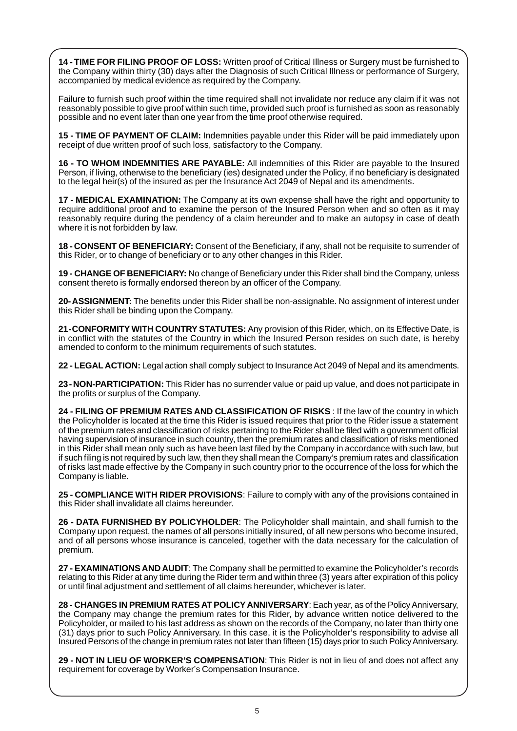**14 - TIME FOR FILING PROOF OF LOSS:** Written proof of Critical Illness or Surgery must be furnished to the Company within thirty (30) days after the Diagnosis of such Critical Illness or performance of Surgery, accompanied by medical evidence as required by the Company.

Failure to furnish such proof within the time required shall not invalidate nor reduce any claim if it was not reasonably possible to give proof within such time, provided such proof is furnished as soon as reasonably possible and no event later than one year from the time proof otherwise required.

**15 - TIME OF PAYMENT OF CLAIM:** Indemnities payable under this Rider will be paid immediately upon receipt of due written proof of such loss, satisfactory to the Company.

**16 - TO WHOM INDEMNITIES ARE PAYABLE:** All indemnities of this Rider are payable to the Insured Person, if living, otherwise to the beneficiary (ies) designated under the Policy, if no beneficiary is designated to the legal heir(s) of the insured as per the Insurance Act 2049 of Nepal and its amendments.

**17 - MEDICAL EXAMINATION:** The Company at its own expense shall have the right and opportunity to require additional proof and to examine the person of the Insured Person when and so often as it may reasonably require during the pendency of a claim hereunder and to make an autopsy in case of death where it is not forbidden by law.

**18 - CONSENT OF BENEFICIARY:** Consent of the Beneficiary, if any, shall not be requisite to surrender of this Rider, or to change of beneficiary or to any other changes in this Rider.

**19 - CHANGE OF BENEFICIARY:** No change of Beneficiary under this Rider shall bind the Company, unless consent thereto is formally endorsed thereon by an officer of the Company.

**20- ASSIGNMENT:** The benefits under this Rider shall be non-assignable. No assignment of interest under this Rider shall be binding upon the Company.

**21-CONFORMITY WITH COUNTRY STATUTES:** Any provision of this Rider, which, on its Effective Date, is in conflict with the statutes of the Country in which the Insured Person resides on such date, is hereby amended to conform to the minimum requirements of such statutes.

**22 - LEGAL ACTION:** Legal action shall comply subject to Insurance Act 2049 of Nepal and its amendments.

**23 - NON-PARTICIPATION:** This Rider has no surrender value or paid up value, and does not participate in the profits or surplus of the Company.

**24 - FILING OF PREMIUM RATES AND CLASSIFICATION OF RISKS** : If the law of the country in which the Policyholder is located at the time this Rider is issued requires that prior to the Rider issue a statement of the premium rates and classification of risks pertaining to the Rider shall be filed with a government official having supervision of insurance in such country, then the premium rates and classification of risks mentioned in this Rider shall mean only such as have been last filed by the Company in accordance with such law, but if such filing is not required by such law, then they shall mean the Company's premium rates and classification of risks last made effective by the Company in such country prior to the occurrence of the loss for which the Company is liable.

**25 - COMPLIANCE WITH RIDER PROVISIONS**: Failure to comply with any of the provisions contained in this Rider shall invalidate all claims hereunder.

**26 - DATA FURNISHED BY POLICYHOLDER**: The Policyholder shall maintain, and shall furnish to the Company upon request, the names of all persons initially insured, of all new persons who become insured, and of all persons whose insurance is canceled, together with the data necessary for the calculation of premium.

**27 - EXAMINATIONS AND AUDIT**: The Company shall be permitted to examine the Policyholder's records relating to this Rider at any time during the Rider term and within three (3) years after expiration of this policy or until final adjustment and settlement of all claims hereunder, whichever is later.

**28 - CHANGES IN PREMIUM RATES AT POLICY ANNIVERSARY**: Each year, as of the Policy Anniversary, the Company may change the premium rates for this Rider, by advance written notice delivered to the Policyholder, or mailed to his last address as shown on the records of the Company, no later than thirty one (31) days prior to such Policy Anniversary. In this case, it is the Policyholder's responsibility to advise all Insured Persons of the change in premium rates not later than fifteen (15) days prior to such Policy Anniversary.

**29 - NOT IN LIEU OF WORKER'S COMPENSATION**: This Rider is not in lieu of and does not affect any requirement for coverage by Worker's Compensation Insurance.